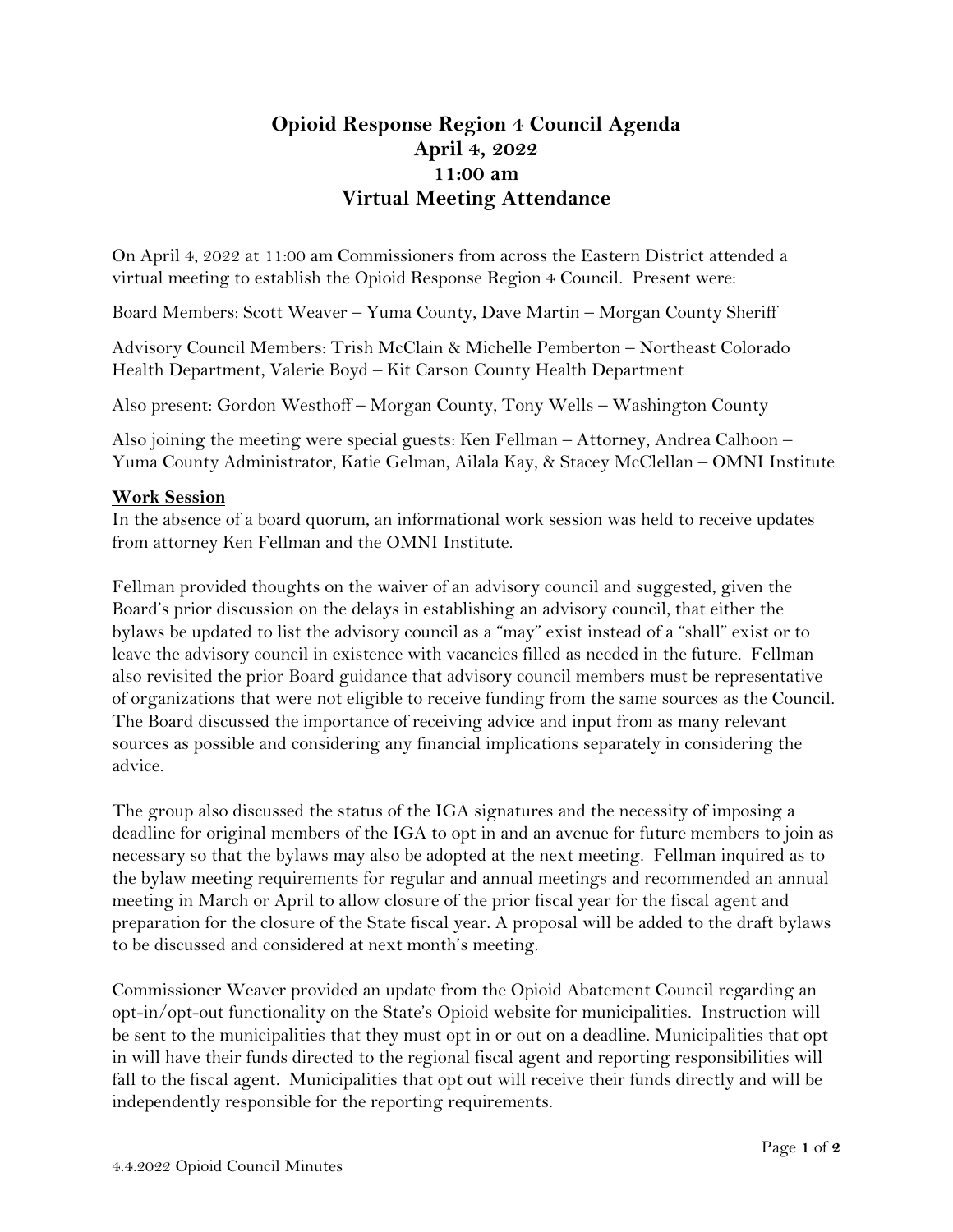# Opioid Response Region 4 Council Agenda
## April 4, 2022
## 11:00 am
## Virtual Meeting Attendance

On April 4, 2022 at 11:00 am Commissioners from across the Eastern District attended a virtual meeting to establish the Opioid Response Region 4 Council. Present were:

Board Members: Scott Weaver – Yuma County, Dave Martin – Morgan County Sheriff

Advisory Council Members: Trish McClain & Michelle Pemberton – Northeast Colorado Health Department, Valerie Boyd – Kit Carson County Health Department

Also present: Gordon Westhoff – Morgan County, Tony Wells – Washington County

Also joining the meeting were special guests: Ken Fellman – Attorney, Andrea Calhoon – Yuma County Administrator, Katie Gelman, Ailala Kay, & Stacey McClellan – OMNI Institute

**Work Session**

In the absence of a board quorum, an informational work session was held to receive updates from attorney Ken Fellman and the OMNI Institute.

Fellman provided thoughts on the waiver of an advisory council and suggested, given the Board's prior discussion on the delays in establishing an advisory council, that either the bylaws be updated to list the advisory council as a "may" exist instead of a "shall" exist or to leave the advisory council in existence with vacancies filled as needed in the future. Fellman also revisited the prior Board guidance that advisory council members must be representative of organizations that were not eligible to receive funding from the same sources as the Council. The Board discussed the importance of receiving advice and input from as many relevant sources as possible and considering any financial implications separately in considering the advice.

The group also discussed the status of the IGA signatures and the necessity of imposing a deadline for original members of the IGA to opt in and an avenue for future members to join as necessary so that the bylaws may also be adopted at the next meeting. Fellman inquired as to the bylaw meeting requirements for regular and annual meetings and recommended an annual meeting in March or April to allow closure of the prior fiscal year for the fiscal agent and preparation for the closure of the State fiscal year. A proposal will be added to the draft bylaws to be discussed and considered at next month's meeting.

Commissioner Weaver provided an update from the Opioid Abatement Council regarding an opt-in/opt-out functionality on the State's Opioid website for municipalities. Instruction will be sent to the municipalities that they must opt in or out on a deadline. Municipalities that opt in will have their funds directed to the regional fiscal agent and reporting responsibilities will fall to the fiscal agent. Municipalities that opt out will receive their funds directly and will be independently responsible for the reporting requirements.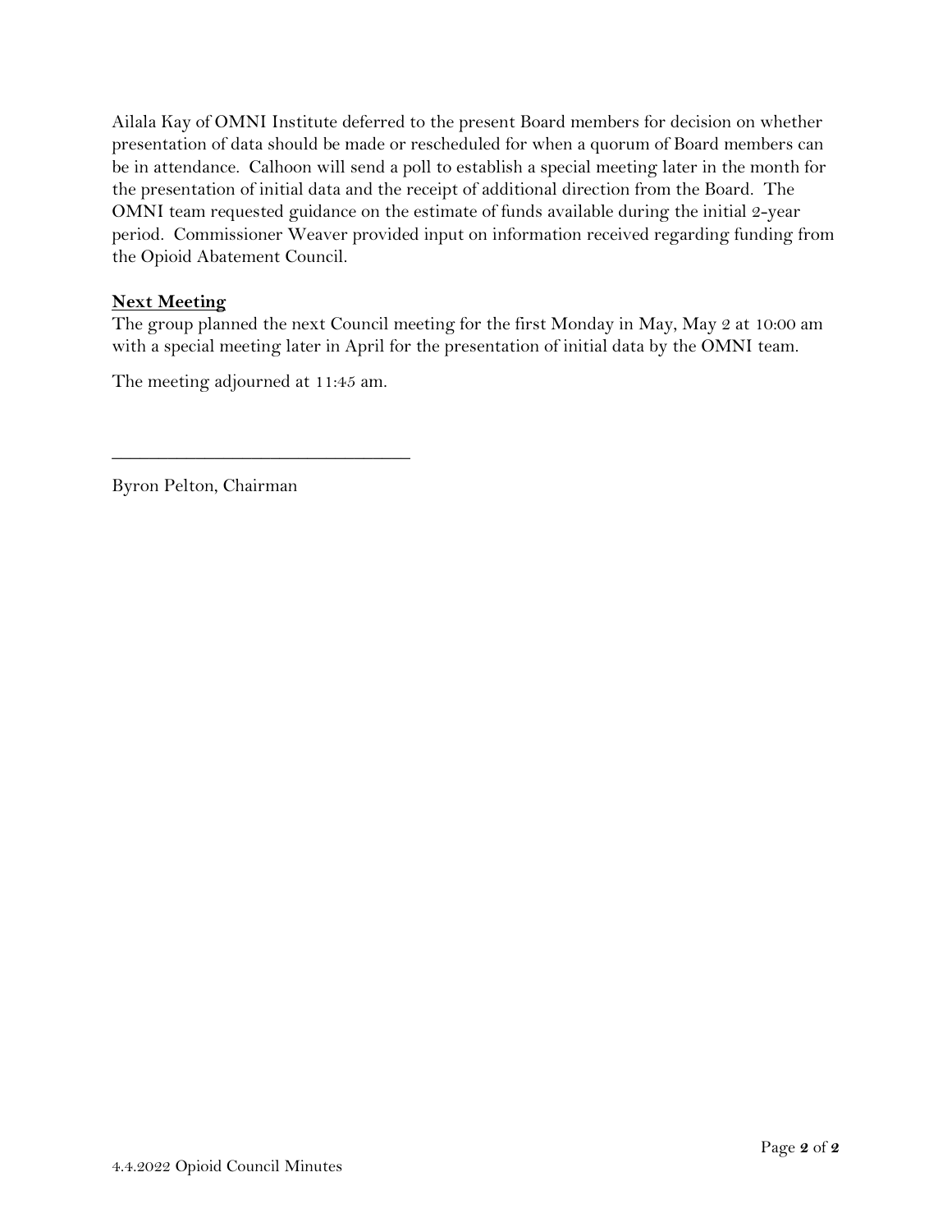Ailala Kay of OMNI Institute deferred to the present Board members for decision on whether presentation of data should be made or rescheduled for when a quorum of Board members can be in attendance. Calhoon will send a poll to establish a special meeting later in the month for the presentation of initial data and the receipt of additional direction from the Board. The OMNI team requested guidance on the estimate of funds available during the initial 2-year period. Commissioner Weaver provided input on information received regarding funding from the Opioid Abatement Council.

**Next Meeting**

The group planned the next Council meeting for the first Monday in May, May 2 at 10:00 am with a special meeting later in April for the presentation of initial data by the OMNI team.

The meeting adjourned at 11:45 am.

_______________________________

Byron Pelton, Chairman